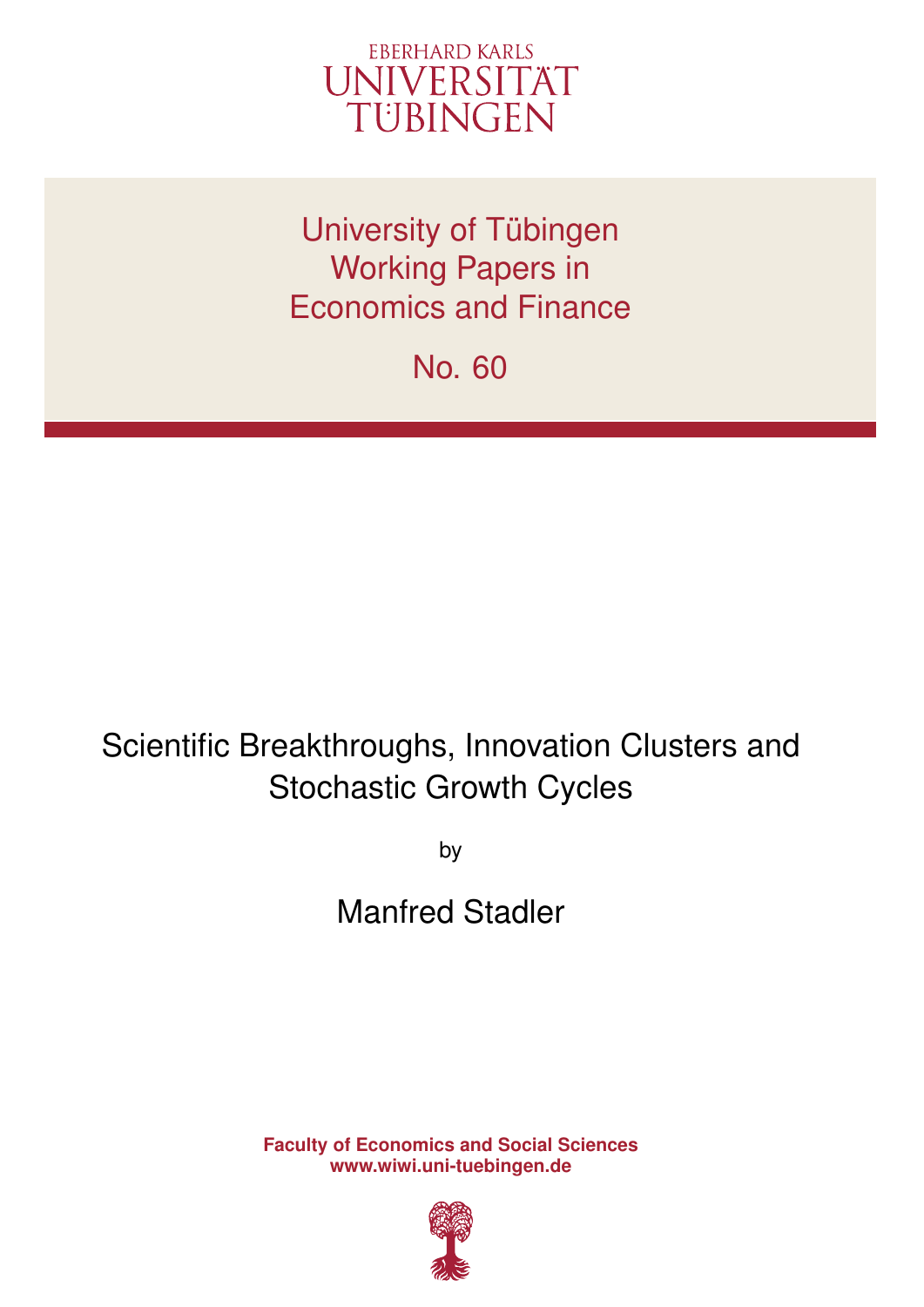EBERHARD KARLS
UNIVERSITÄT
TÜBINGEN

University of Tübingen
Working Papers in
Economics and Finance

No. 60

# Scientific Breakthroughs, Innovation Clusters and Stochastic Growth Cycles

by

Manfred Stadler

**Faculty of Economics and Social Sciences**
**www.wiwi.uni-tuebingen.de**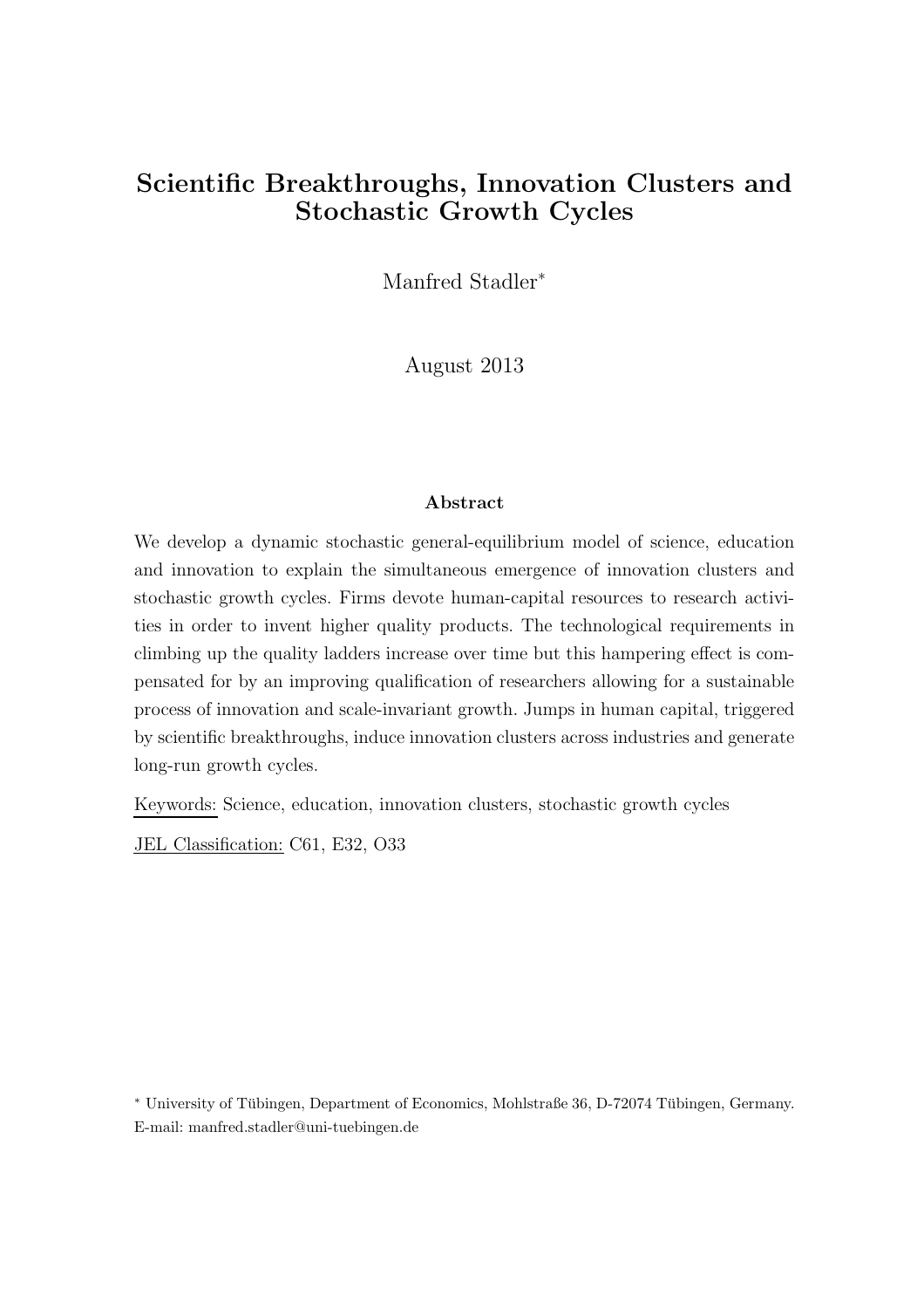# Scientific Breakthroughs, Innovation Clusters and Stochastic Growth Cycles

Manfred Stadler*

August 2013

### Abstract

We develop a dynamic stochastic general-equilibrium model of science, education and innovation to explain the simultaneous emergence of innovation clusters and stochastic growth cycles. Firms devote human-capital resources to research activities in order to invent higher quality products. The technological requirements in climbing up the quality ladders increase over time but this hampering effect is compensated for by an improving qualification of researchers allowing for a sustainable process of innovation and scale-invariant growth. Jumps in human capital, triggered by scientific breakthroughs, induce innovation clusters across industries and generate long-run growth cycles.

Keywords: Science, education, innovation clusters, stochastic growth cycles

JEL Classification: C61, E32, O33

* University of Tübingen, Department of Economics, Mohlstraße 36, D-72074 Tübingen, Germany. E-mail: manfred.stadler@uni-tuebingen.de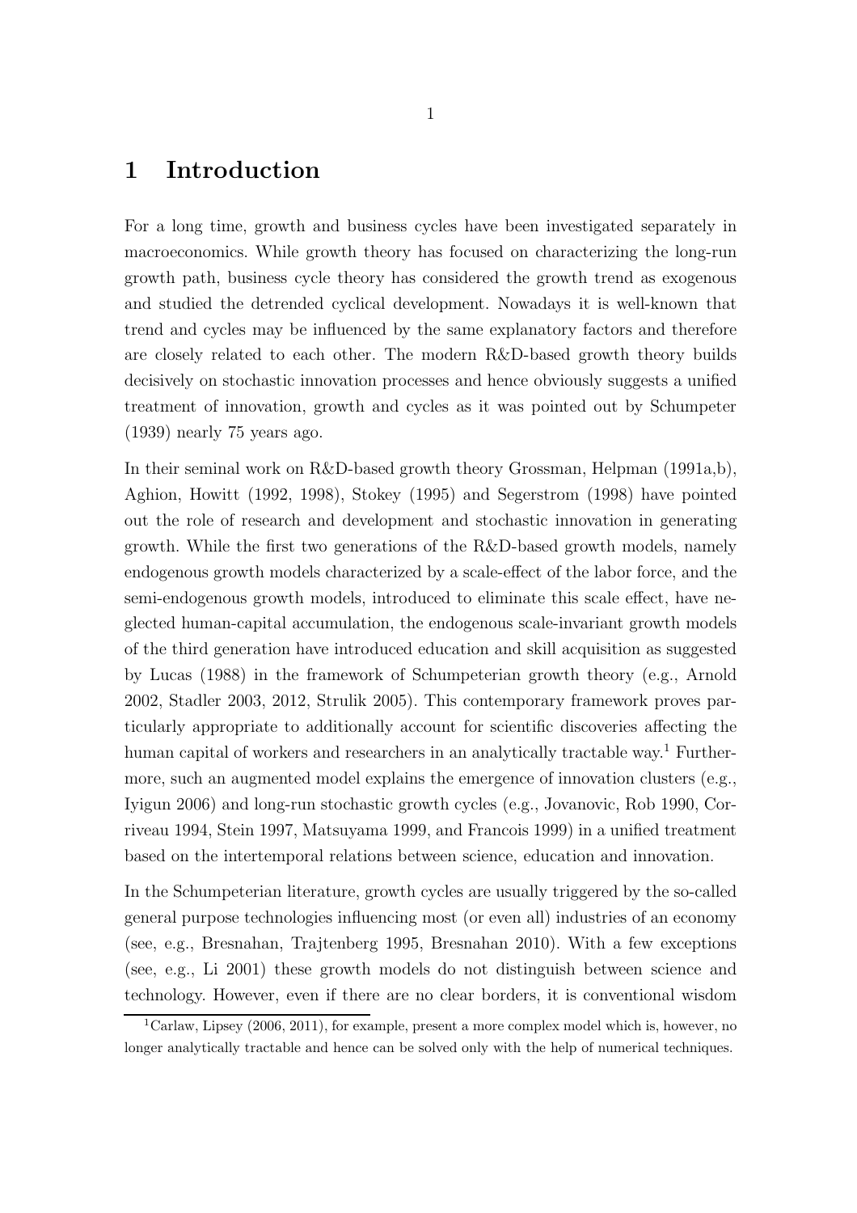# 1 Introduction

For a long time, growth and business cycles have been investigated separately in macroeconomics. While growth theory has focused on characterizing the long-run growth path, business cycle theory has considered the growth trend as exogenous and studied the detrended cyclical development. Nowadays it is well-known that trend and cycles may be influenced by the same explanatory factors and therefore are closely related to each other. The modern R&D-based growth theory builds decisively on stochastic innovation processes and hence obviously suggests a unified treatment of innovation, growth and cycles as it was pointed out by Schumpeter (1939) nearly 75 years ago.

In their seminal work on R&D-based growth theory Grossman, Helpman (1991a,b), Aghion, Howitt (1992, 1998), Stokey (1995) and Segerstrom (1998) have pointed out the role of research and development and stochastic innovation in generating growth. While the first two generations of the R&D-based growth models, namely endogenous growth models characterized by a scale-effect of the labor force, and the semi-endogenous growth models, introduced to eliminate this scale effect, have neglected human-capital accumulation, the endogenous scale-invariant growth models of the third generation have introduced education and skill acquisition as suggested by Lucas (1988) in the framework of Schumpeterian growth theory (e.g., Arnold 2002, Stadler 2003, 2012, Strulik 2005). This contemporary framework proves particularly appropriate to additionally account for scientific discoveries affecting the human capital of workers and researchers in an analytically tractable way.[1] Furthermore, such an augmented model explains the emergence of innovation clusters (e.g., Iyigun 2006) and long-run stochastic growth cycles (e.g., Jovanovic, Rob 1990, Corriveau 1994, Stein 1997, Matsuyama 1999, and Francois 1999) in a unified treatment based on the intertemporal relations between science, education and innovation.

In the Schumpeterian literature, growth cycles are usually triggered by the so-called general purpose technologies influencing most (or even all) industries of an economy (see, e.g., Bresnahan, Trajtenberg 1995, Bresnahan 2010). With a few exceptions (see, e.g., Li 2001) these growth models do not distinguish between science and technology. However, even if there are no clear borders, it is conventional wisdom

[1] Carlaw, Lipsey (2006, 2011), for example, present a more complex model which is, however, no longer analytically tractable and hence can be solved only with the help of numerical techniques.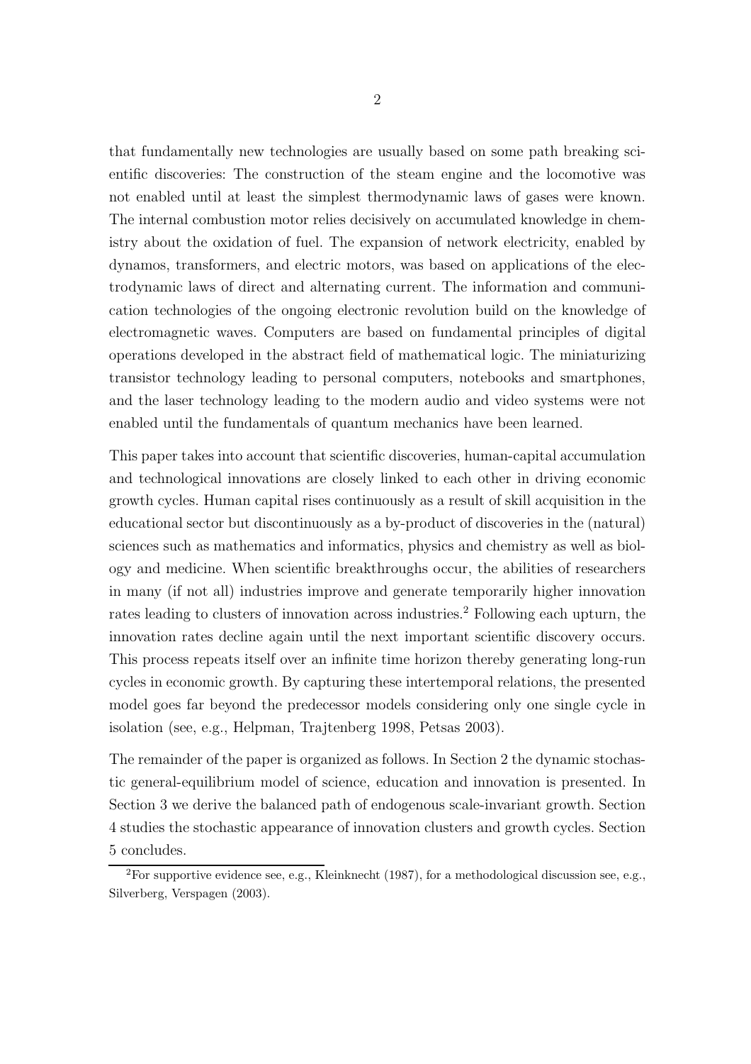that fundamentally new technologies are usually based on some path breaking scientific discoveries: The construction of the steam engine and the locomotive was not enabled until at least the simplest thermodynamic laws of gases were known. The internal combustion motor relies decisively on accumulated knowledge in chemistry about the oxidation of fuel. The expansion of network electricity, enabled by dynamos, transformers, and electric motors, was based on applications of the electrodynamic laws of direct and alternating current. The information and communication technologies of the ongoing electronic revolution build on the knowledge of electromagnetic waves. Computers are based on fundamental principles of digital operations developed in the abstract field of mathematical logic. The miniaturizing transistor technology leading to personal computers, notebooks and smartphones, and the laser technology leading to the modern audio and video systems were not enabled until the fundamentals of quantum mechanics have been learned.

This paper takes into account that scientific discoveries, human-capital accumulation and technological innovations are closely linked to each other in driving economic growth cycles. Human capital rises continuously as a result of skill acquisition in the educational sector but discontinuously as a by-product of discoveries in the (natural) sciences such as mathematics and informatics, physics and chemistry as well as biology and medicine. When scientific breakthroughs occur, the abilities of researchers in many (if not all) industries improve and generate temporarily higher innovation rates leading to clusters of innovation across industries.[2] Following each upturn, the innovation rates decline again until the next important scientific discovery occurs. This process repeats itself over an infinite time horizon thereby generating long-run cycles in economic growth. By capturing these intertemporal relations, the presented model goes far beyond the predecessor models considering only one single cycle in isolation (see, e.g., Helpman, Trajtenberg 1998, Petsas 2003).

The remainder of the paper is organized as follows. In Section 2 the dynamic stochastic general-equilibrium model of science, education and innovation is presented. In Section 3 we derive the balanced path of endogenous scale-invariant growth. Section 4 studies the stochastic appearance of innovation clusters and growth cycles. Section 5 concludes.

[2] For supportive evidence see, e.g., Kleinknecht (1987), for a methodological discussion see, e.g., Silverberg, Verspagen (2003).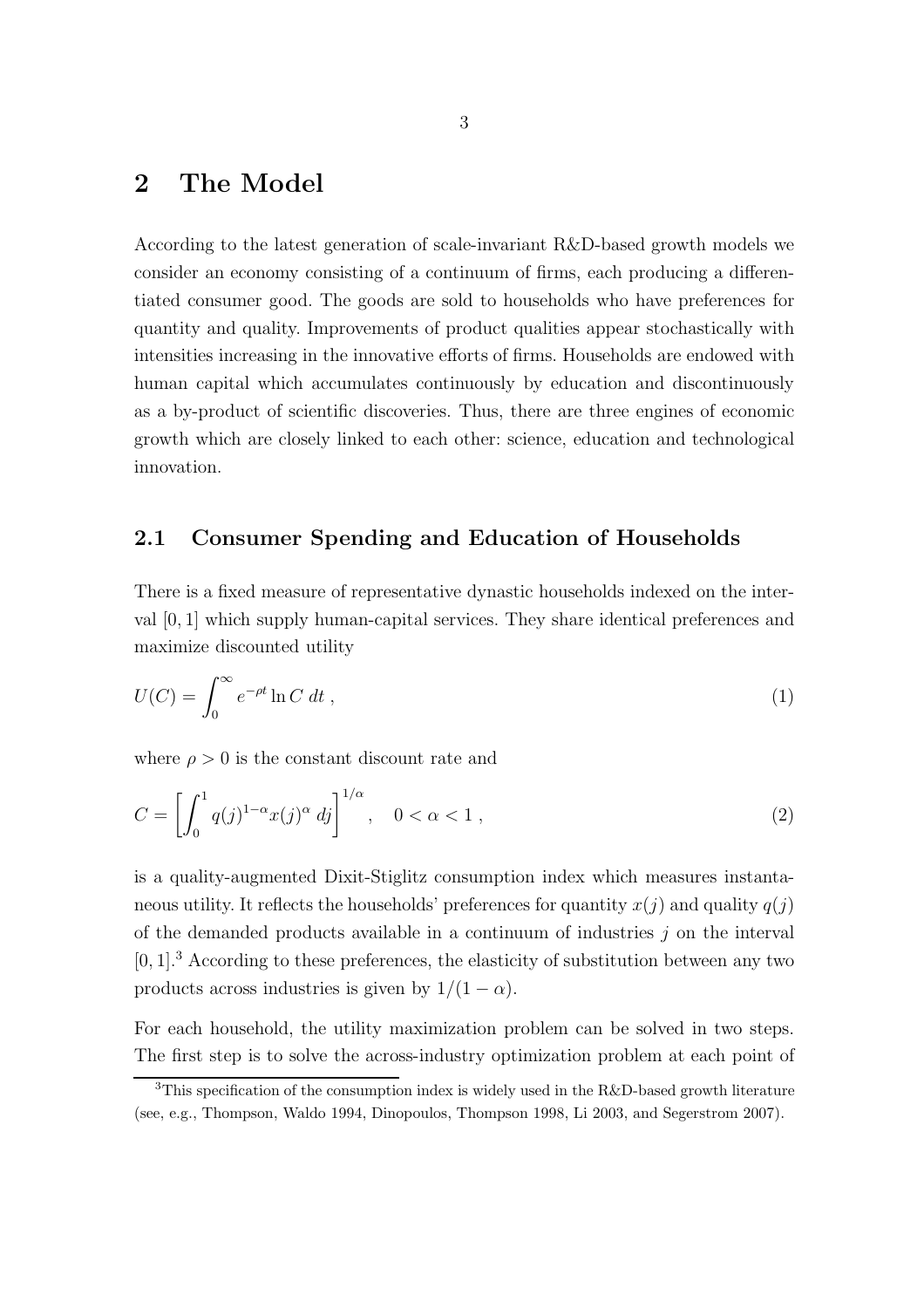## 2 The Model

According to the latest generation of scale-invariant R&D-based growth models we consider an economy consisting of a continuum of firms, each producing a differentiated consumer good. The goods are sold to households who have preferences for quantity and quality. Improvements of product qualities appear stochastically with intensities increasing in the innovative efforts of firms. Households are endowed with human capital which accumulates continuously by education and discontinuously as a by-product of scientific discoveries. Thus, there are three engines of economic growth which are closely linked to each other: science, education and technological innovation.

### 2.1 Consumer Spending and Education of Households

There is a fixed measure of representative dynastic households indexed on the interval $[0, 1]$ which supply human-capital services. They share identical preferences and maximize discounted utility

$$U(C) = \int_0^\infty e^{-\rho t} \ln C \, dt \, , \tag{1}$$

where $\rho > 0$ is the constant discount rate and

$$C = \left[ \int_0^1 q(j)^{1-\alpha} x(j)^\alpha \, dj \right]^{1/\alpha}, \quad 0 < \alpha < 1 \, , \tag{2}$$

is a quality-augmented Dixit-Stiglitz consumption index which measures instantaneous utility. It reflects the households' preferences for quantity $x(j)$ and quality $q(j)$ of the demanded products available in a continuum of industries $j$ on the interval $[0, 1]$.[3] According to these preferences, the elasticity of substitution between any two products across industries is given by $1/(1 - \alpha)$.

For each household, the utility maximization problem can be solved in two steps. The first step is to solve the across-industry optimization problem at each point of

[3] This specification of the consumption index is widely used in the R&D-based growth literature (see, e.g., Thompson, Waldo 1994, Dinopoulos, Thompson 1998, Li 2003, and Segerstrom 2007).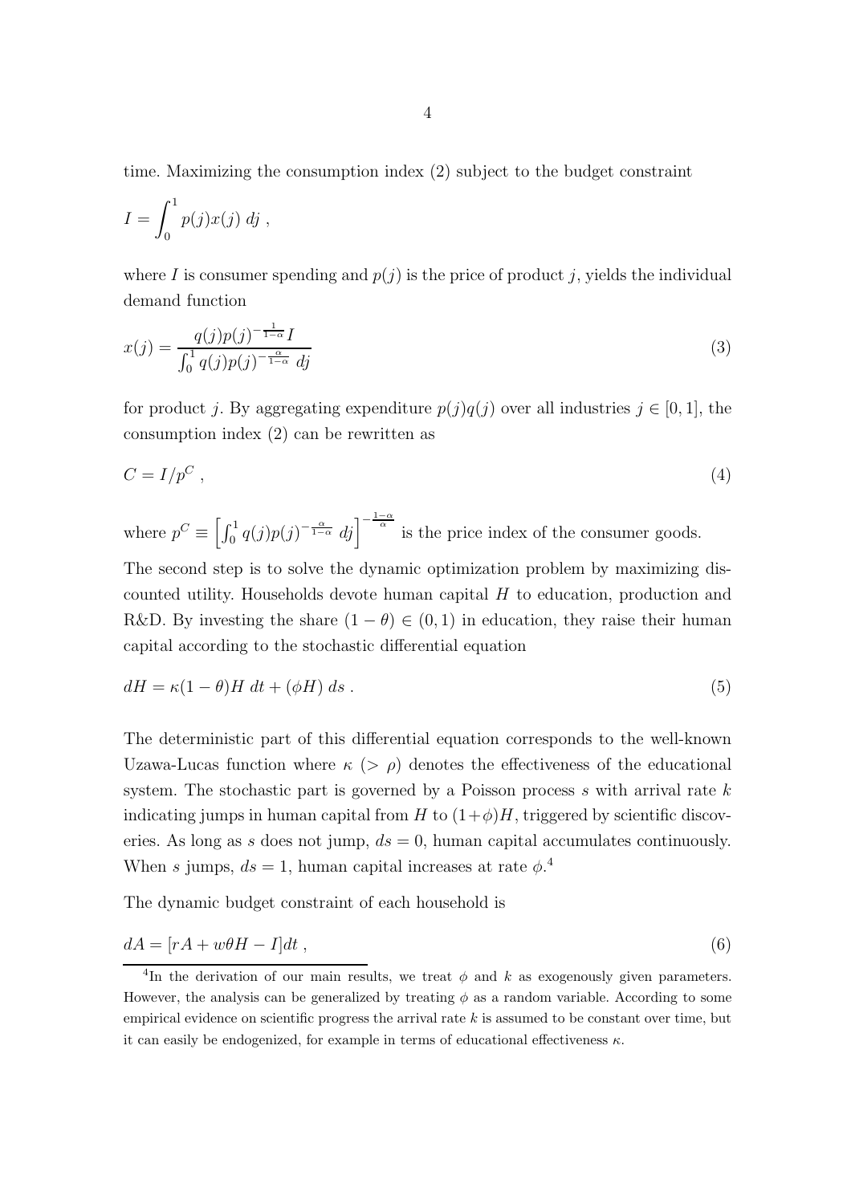time. Maximizing the consumption index (2) subject to the budget constraint

$$I = \int_0^1 p(j)x(j)\, dj \;,$$

where $I$ is consumer spending and $p(j)$ is the price of product $j$, yields the individual demand function

$$x(j) = \frac{q(j)p(j)^{-\frac{1}{1-\alpha}} I}{\int_0^1 q(j)p(j)^{-\frac{\alpha}{1-\alpha}}\, dj} \tag{3}$$

for product $j$. By aggregating expenditure $p(j)q(j)$ over all industries $j \in [0, 1]$, the consumption index (2) can be rewritten as

$$C = I/p^C \;, \tag{4}$$

where $p^C \equiv \left[\int_0^1 q(j)p(j)^{-\frac{\alpha}{1-\alpha}}\, dj\right]^{-\frac{1-\alpha}{\alpha}}$ is the price index of the consumer goods.

The second step is to solve the dynamic optimization problem by maximizing discounted utility. Households devote human capital $H$ to education, production and R&D. By investing the share $(1 - \theta) \in (0, 1)$ in education, they raise their human capital according to the stochastic differential equation

$$dH = \kappa(1 - \theta)H\, dt + (\phi H)\, ds \;. \tag{5}$$

The deterministic part of this differential equation corresponds to the well-known Uzawa-Lucas function where $\kappa$ ($> \rho$) denotes the effectiveness of the educational system. The stochastic part is governed by a Poisson process $s$ with arrival rate $k$ indicating jumps in human capital from $H$ to $(1+\phi)H$, triggered by scientific discoveries. As long as $s$ does not jump, $ds = 0$, human capital accumulates continuously. When $s$ jumps, $ds = 1$, human capital increases at rate $\phi$.[4]

The dynamic budget constraint of each household is

$$dA = [rA + w\theta H - I]dt \;, \tag{6}$$

[4] In the derivation of our main results, we treat $\phi$ and $k$ as exogenously given parameters. However, the analysis can be generalized by treating $\phi$ as a random variable. According to some empirical evidence on scientific progress the arrival rate $k$ is assumed to be constant over time, but it can easily be endogenized, for example in terms of educational effectiveness $\kappa$.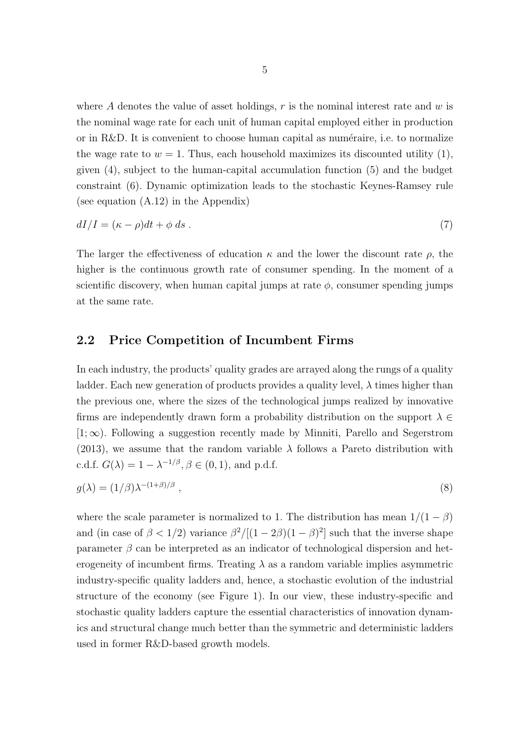where $A$ denotes the value of asset holdings, $r$ is the nominal interest rate and $w$ is the nominal wage rate for each unit of human capital employed either in production or in R&D. It is convenient to choose human capital as numéraire, i.e. to normalize the wage rate to $w = 1$. Thus, each household maximizes its discounted utility (1), given (4), subject to the human-capital accumulation function (5) and the budget constraint (6). Dynamic optimization leads to the stochastic Keynes-Ramsey rule (see equation (A.12) in the Appendix)

$$dI/I = (\kappa - \rho)dt + \phi \, ds \; . \tag{7}$$

The larger the effectiveness of education $\kappa$ and the lower the discount rate $\rho$, the higher is the continuous growth rate of consumer spending. In the moment of a scientific discovery, when human capital jumps at rate $\phi$, consumer spending jumps at the same rate.

## 2.2 Price Competition of Incumbent Firms

In each industry, the products' quality grades are arrayed along the rungs of a quality ladder. Each new generation of products provides a quality level, $\lambda$ times higher than the previous one, where the sizes of the technological jumps realized by innovative firms are independently drawn form a probability distribution on the support $\lambda \in [1; \infty)$. Following a suggestion recently made by Minniti, Parello and Segerstrom (2013), we assume that the random variable $\lambda$ follows a Pareto distribution with c.d.f. $G(\lambda) = 1 - \lambda^{-1/\beta}, \beta \in (0, 1)$, and p.d.f.

$$g(\lambda) = (1/\beta)\lambda^{-(1+\beta)/\beta} \; , \tag{8}$$

where the scale parameter is normalized to 1. The distribution has mean $1/(1 - \beta)$ and (in case of $\beta < 1/2$) variance $\beta^2/[(1 - 2\beta)(1 - \beta)^2]$ such that the inverse shape parameter $\beta$ can be interpreted as an indicator of technological dispersion and heterogeneity of incumbent firms. Treating $\lambda$ as a random variable implies asymmetric industry-specific quality ladders and, hence, a stochastic evolution of the industrial structure of the economy (see Figure 1). In our view, these industry-specific and stochastic quality ladders capture the essential characteristics of innovation dynamics and structural change much better than the symmetric and deterministic ladders used in former R&D-based growth models.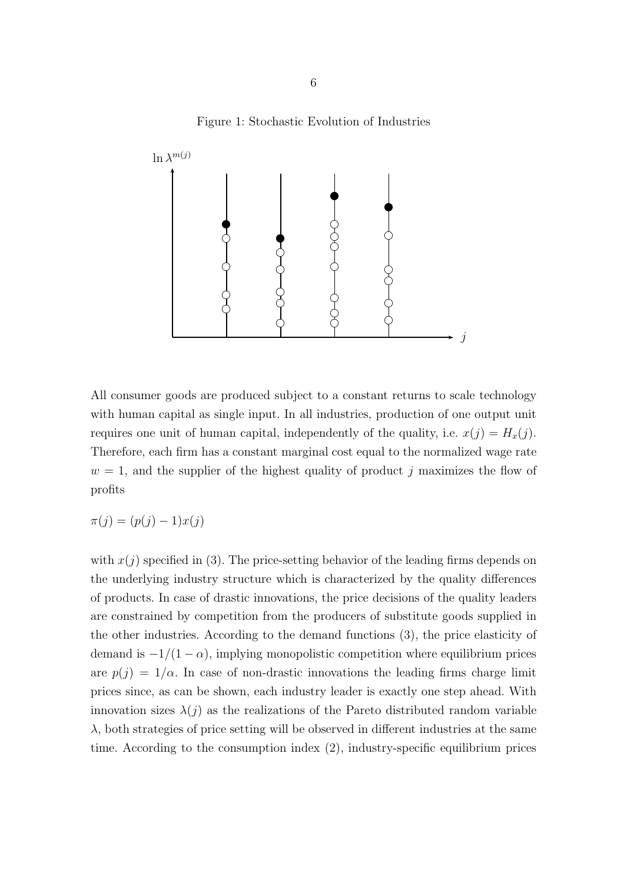Figure 1: Stochastic Evolution of Industries

All consumer goods are produced subject to a constant returns to scale technology with human capital as single input. In all industries, production of one output unit requires one unit of human capital, independently of the quality, i.e. $x(j) = H_x(j)$. Therefore, each firm has a constant marginal cost equal to the normalized wage rate $w = 1$, and the supplier of the highest quality of product $j$ maximizes the flow of profits

$$\pi(j) = (p(j) - 1)x(j)$$

with $x(j)$ specified in (3). The price-setting behavior of the leading firms depends on the underlying industry structure which is characterized by the quality differences of products. In case of drastic innovations, the price decisions of the quality leaders are constrained by competition from the producers of substitute goods supplied in the other industries. According to the demand functions (3), the price elasticity of demand is $-1/(1-\alpha)$, implying monopolistic competition where equilibrium prices are $p(j) = 1/\alpha$. In case of non-drastic innovations the leading firms charge limit prices since, as can be shown, each industry leader is exactly one step ahead. With innovation sizes $\lambda(j)$ as the realizations of the Pareto distributed random variable $\lambda$, both strategies of price setting will be observed in different industries at the same time. According to the consumption index (2), industry-specific equilibrium prices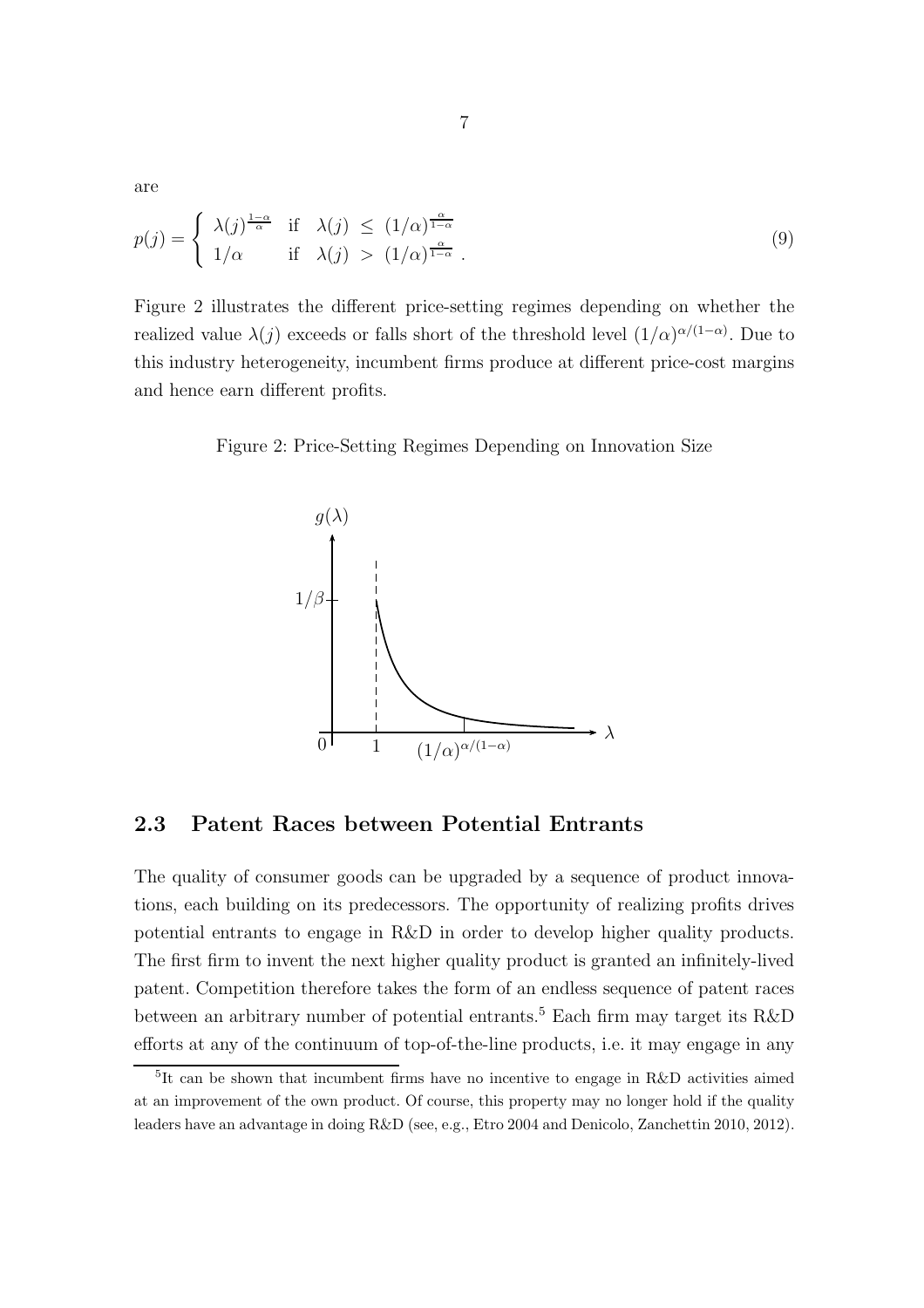are

$$p(j) = \begin{cases} \lambda(j)^{\frac{1-\alpha}{\alpha}} & \text{if} \quad \lambda(j) \ \leq \ (1/\alpha)^{\frac{\alpha}{1-\alpha}} \\ 1/\alpha & \text{if} \quad \lambda(j) \ > \ (1/\alpha)^{\frac{\alpha}{1-\alpha}} \ . \end{cases} \tag{9}$$

Figure 2 illustrates the different price-setting regimes depending on whether the realized value $\lambda(j)$ exceeds or falls short of the threshold level $(1/\alpha)^{\alpha/(1-\alpha)}$. Due to this industry heterogeneity, incumbent firms produce at different price-cost margins and hence earn different profits.

Figure 2: Price-Setting Regimes Depending on Innovation Size

## 2.3 Patent Races between Potential Entrants

The quality of consumer goods can be upgraded by a sequence of product innovations, each building on its predecessors. The opportunity of realizing profits drives potential entrants to engage in R&D in order to develop higher quality products. The first firm to invent the next higher quality product is granted an infinitely-lived patent. Competition therefore takes the form of an endless sequence of patent races between an arbitrary number of potential entrants.[5] Each firm may target its R&D efforts at any of the continuum of top-of-the-line products, i.e. it may engage in any

[5] It can be shown that incumbent firms have no incentive to engage in R&D activities aimed at an improvement of the own product. Of course, this property may no longer hold if the quality leaders have an advantage in doing R&D (see, e.g., Etro 2004 and Denicolo, Zanchettin 2010, 2012).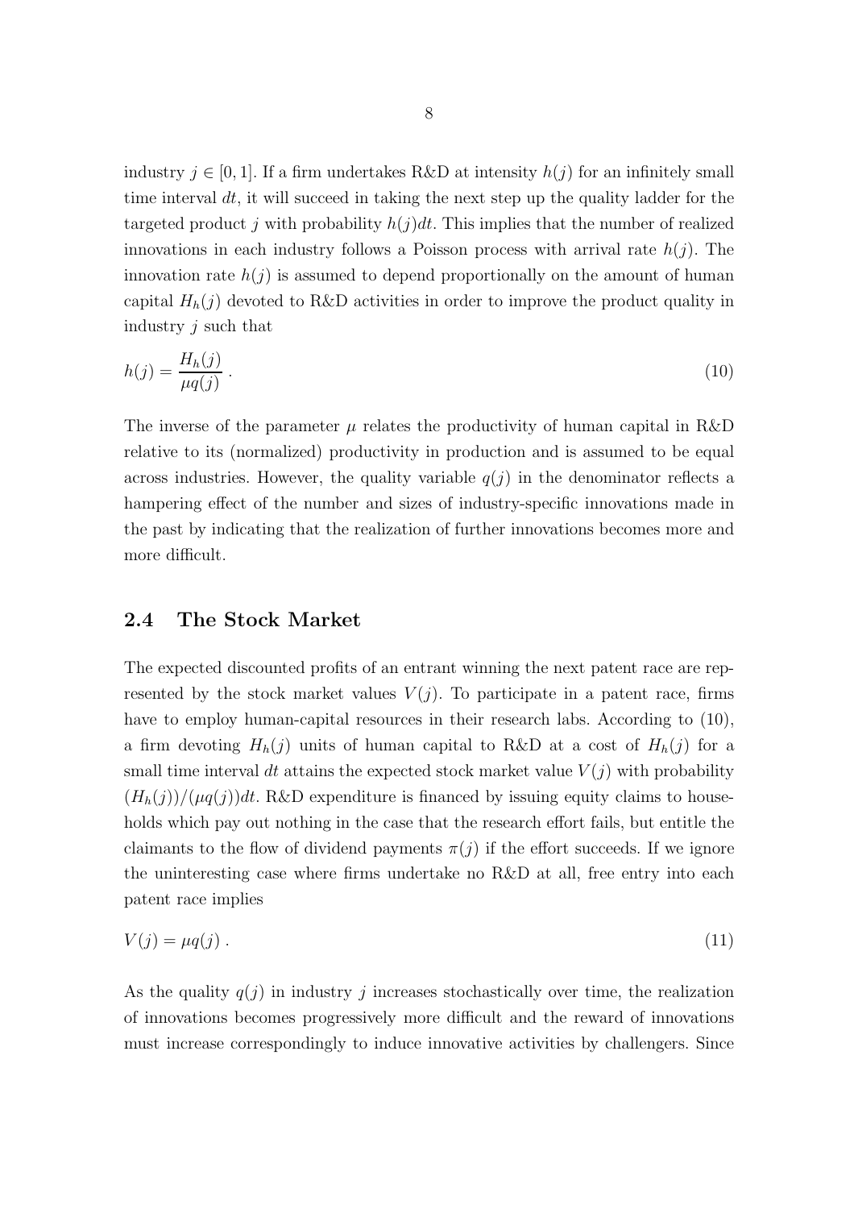industry $j \in [0, 1]$. If a firm undertakes R&D at intensity $h(j)$ for an infinitely small time interval $dt$, it will succeed in taking the next step up the quality ladder for the targeted product $j$ with probability $h(j)dt$. This implies that the number of realized innovations in each industry follows a Poisson process with arrival rate $h(j)$. The innovation rate $h(j)$ is assumed to depend proportionally on the amount of human capital $H_h(j)$ devoted to R&D activities in order to improve the product quality in industry $j$ such that

$$h(j) = \frac{H_h(j)}{\mu q(j)} . \tag{10}$$

The inverse of the parameter $\mu$ relates the productivity of human capital in R&D relative to its (normalized) productivity in production and is assumed to be equal across industries. However, the quality variable $q(j)$ in the denominator reflects a hampering effect of the number and sizes of industry-specific innovations made in the past by indicating that the realization of further innovations becomes more and more difficult.

## 2.4 The Stock Market

The expected discounted profits of an entrant winning the next patent race are represented by the stock market values $V(j)$. To participate in a patent race, firms have to employ human-capital resources in their research labs. According to (10), a firm devoting $H_h(j)$ units of human capital to R&D at a cost of $H_h(j)$ for a small time interval $dt$ attains the expected stock market value $V(j)$ with probability $(H_h(j))/(\mu q(j))dt$. R&D expenditure is financed by issuing equity claims to households which pay out nothing in the case that the research effort fails, but entitle the claimants to the flow of dividend payments $\pi(j)$ if the effort succeeds. If we ignore the uninteresting case where firms undertake no R&D at all, free entry into each patent race implies

$$V(j) = \mu q(j) . \tag{11}$$

As the quality $q(j)$ in industry $j$ increases stochastically over time, the realization of innovations becomes progressively more difficult and the reward of innovations must increase correspondingly to induce innovative activities by challengers. Since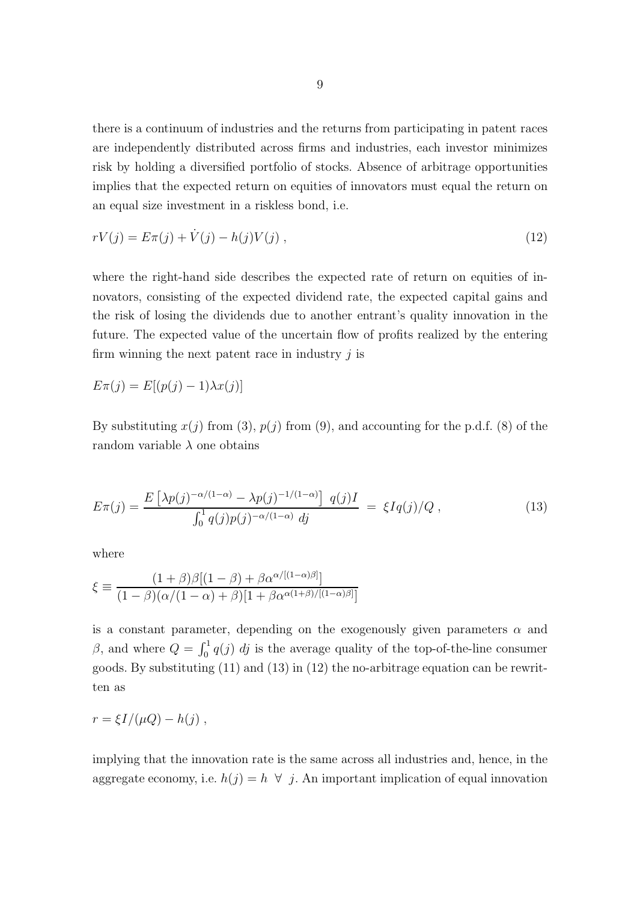there is a continuum of industries and the returns from participating in patent races are independently distributed across firms and industries, each investor minimizes risk by holding a diversified portfolio of stocks. Absence of arbitrage opportunities implies that the expected return on equities of innovators must equal the return on an equal size investment in a riskless bond, i.e.

$$rV(j) = E\pi(j) + \dot{V}(j) - h(j)V(j) \, , \tag{12}$$

where the right-hand side describes the expected rate of return on equities of innovators, consisting of the expected dividend rate, the expected capital gains and the risk of losing the dividends due to another entrant's quality innovation in the future. The expected value of the uncertain flow of profits realized by the entering firm winning the next patent race in industry $j$ is

$$E\pi(j) = E[(p(j) - 1)\lambda x(j)]$$

By substituting $x(j)$ from (3), $p(j)$ from (9), and accounting for the p.d.f. (8) of the random variable $\lambda$ one obtains

$$E\pi(j) = \frac{E\left[\lambda p(j)^{-\alpha/(1-\alpha)} - \lambda p(j)^{-1/(1-\alpha)}\right] \; q(j)I}{\int_0^1 q(j)p(j)^{-\alpha/(1-\alpha)} \; dj} \; = \; \xi I q(j)/Q \, , \tag{13}$$

where

$$\xi \equiv \frac{(1+\beta)\beta[(1-\beta) + \beta\alpha^{\alpha/[(1-\alpha)\beta]}]}{(1-\beta)(\alpha/(1-\alpha) + \beta)[1 + \beta\alpha^{\alpha(1+\beta)/[(1-\alpha)\beta]}]}$$

is a constant parameter, depending on the exogenously given parameters $\alpha$ and $\beta$, and where $Q = \int_0^1 q(j) \; dj$ is the average quality of the top-of-the-line consumer goods. By substituting (11) and (13) in (12) the no-arbitrage equation can be rewritten as

$$r = \xi I/(\mu Q) - h(j) \, ,$$

implying that the innovation rate is the same across all industries and, hence, in the aggregate economy, i.e. $h(j) = h \;\; \forall \;\; j$. An important implication of equal innovation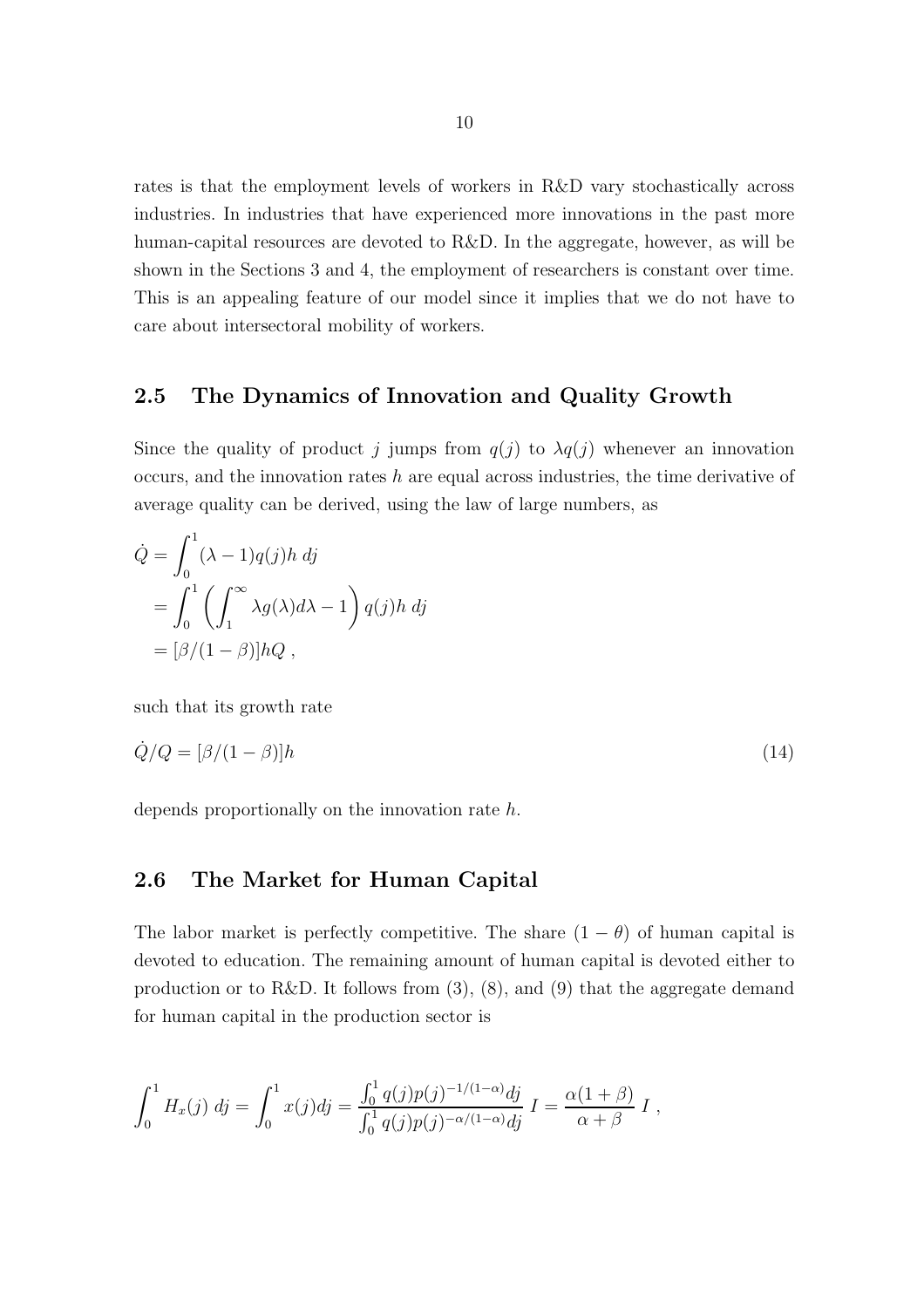rates is that the employment levels of workers in R&D vary stochastically across industries. In industries that have experienced more innovations in the past more human-capital resources are devoted to R&D. In the aggregate, however, as will be shown in the Sections 3 and 4, the employment of researchers is constant over time. This is an appealing feature of our model since it implies that we do not have to care about intersectoral mobility of workers.

## 2.5 The Dynamics of Innovation and Quality Growth

Since the quality of product $j$ jumps from $q(j)$ to $\lambda q(j)$ whenever an innovation occurs, and the innovation rates $h$ are equal across industries, the time derivative of average quality can be derived, using the law of large numbers, as

$$
\begin{aligned}
\dot{Q} &= \int_0^1 (\lambda - 1) q(j) h \, dj \\
&= \int_0^1 \left( \int_1^\infty \lambda g(\lambda) d\lambda - 1 \right) q(j) h \, dj \\
&= [\beta/(1-\beta)] h Q \, ,
\end{aligned}
$$

such that its growth rate

$$
\dot{Q}/Q = [\beta/(1-\beta)] h \tag{14}
$$

depends proportionally on the innovation rate $h$.

## 2.6 The Market for Human Capital

The labor market is perfectly competitive. The share $(1-\theta)$ of human capital is devoted to education. The remaining amount of human capital is devoted either to production or to R&D. It follows from (3), (8), and (9) that the aggregate demand for human capital in the production sector is

$$
\int_0^1 H_x(j) \, dj = \int_0^1 x(j) dj = \frac{\int_0^1 q(j) p(j)^{-1/(1-\alpha)} dj}{\int_0^1 q(j) p(j)^{-\alpha/(1-\alpha)} dj} \, I = \frac{\alpha(1+\beta)}{\alpha + \beta} \, I \, ,
$$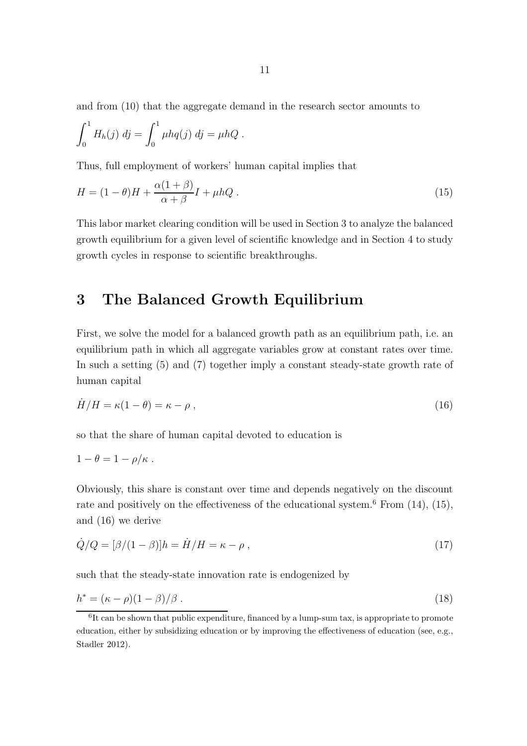and from (10) that the aggregate demand in the research sector amounts to

$$\int_0^1 H_h(j)\, dj = \int_0^1 \mu h q(j)\, dj = \mu h Q\,.$$

Thus, full employment of workers' human capital implies that

$$H = (1-\theta)H + \frac{\alpha(1+\beta)}{\alpha+\beta} I + \mu h Q\,. \tag{15}$$

This labor market clearing condition will be used in Section 3 to analyze the balanced growth equilibrium for a given level of scientific knowledge and in Section 4 to study growth cycles in response to scientific breakthroughs.

# 3 The Balanced Growth Equilibrium

First, we solve the model for a balanced growth path as an equilibrium path, i.e. an equilibrium path in which all aggregate variables grow at constant rates over time. In such a setting (5) and (7) together imply a constant steady-state growth rate of human capital

$$\dot{H}/H = \kappa(1-\theta) = \kappa - \rho\,, \tag{16}$$

so that the share of human capital devoted to education is

$$1 - \theta = 1 - \rho/\kappa\,.$$

Obviously, this share is constant over time and depends negatively on the discount rate and positively on the effectiveness of the educational system.[6] From (14), (15), and (16) we derive

$$\dot{Q}/Q = [\beta/(1-\beta)]h = \dot{H}/H = \kappa - \rho\,, \tag{17}$$

such that the steady-state innovation rate is endogenized by

$$h^* = (\kappa - \rho)(1-\beta)/\beta\,. \tag{18}$$

[6] It can be shown that public expenditure, financed by a lump-sum tax, is appropriate to promote education, either by subsidizing education or by improving the effectiveness of education (see, e.g., Stadler 2012).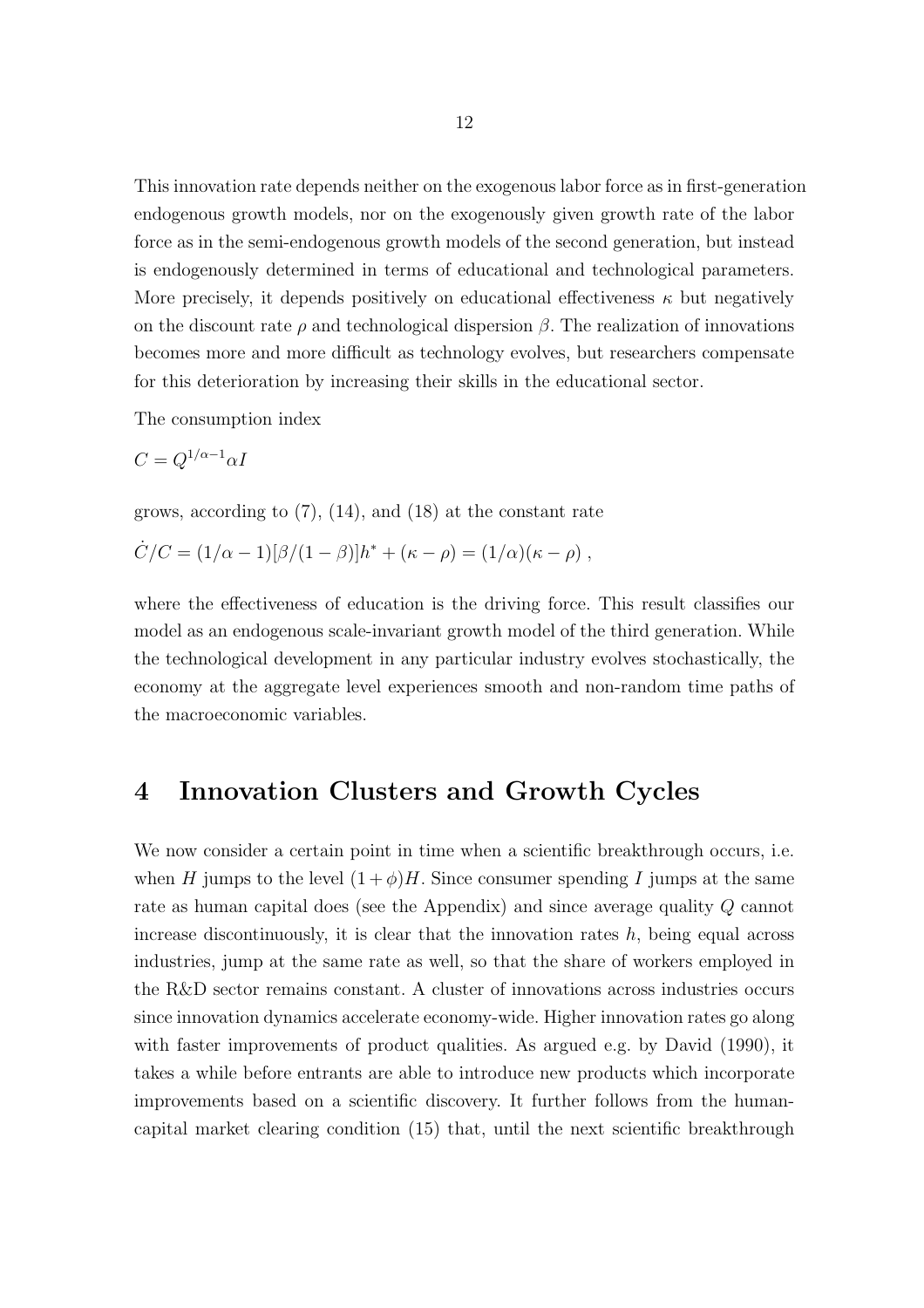This innovation rate depends neither on the exogenous labor force as in first-generation endogenous growth models, nor on the exogenously given growth rate of the labor force as in the semi-endogenous growth models of the second generation, but instead is endogenously determined in terms of educational and technological parameters. More precisely, it depends positively on educational effectiveness $\kappa$ but negatively on the discount rate $\rho$ and technological dispersion $\beta$. The realization of innovations becomes more and more difficult as technology evolves, but researchers compensate for this deterioration by increasing their skills in the educational sector.

The consumption index

$$C = Q^{1/\alpha - 1} \alpha I$$

grows, according to (7), (14), and (18) at the constant rate

$$\dot{C}/C = (1/\alpha - 1)[\beta/(1-\beta)]h^* + (\kappa - \rho) = (1/\alpha)(\kappa - \rho) ,$$

where the effectiveness of education is the driving force. This result classifies our model as an endogenous scale-invariant growth model of the third generation. While the technological development in any particular industry evolves stochastically, the economy at the aggregate level experiences smooth and non-random time paths of the macroeconomic variables.

## 4 Innovation Clusters and Growth Cycles

We now consider a certain point in time when a scientific breakthrough occurs, i.e. when $H$ jumps to the level $(1+\phi)H$. Since consumer spending $I$ jumps at the same rate as human capital does (see the Appendix) and since average quality $Q$ cannot increase discontinuously, it is clear that the innovation rates $h$, being equal across industries, jump at the same rate as well, so that the share of workers employed in the R&D sector remains constant. A cluster of innovations across industries occurs since innovation dynamics accelerate economy-wide. Higher innovation rates go along with faster improvements of product qualities. As argued e.g. by David (1990), it takes a while before entrants are able to introduce new products which incorporate improvements based on a scientific discovery. It further follows from the human-capital market clearing condition (15) that, until the next scientific breakthrough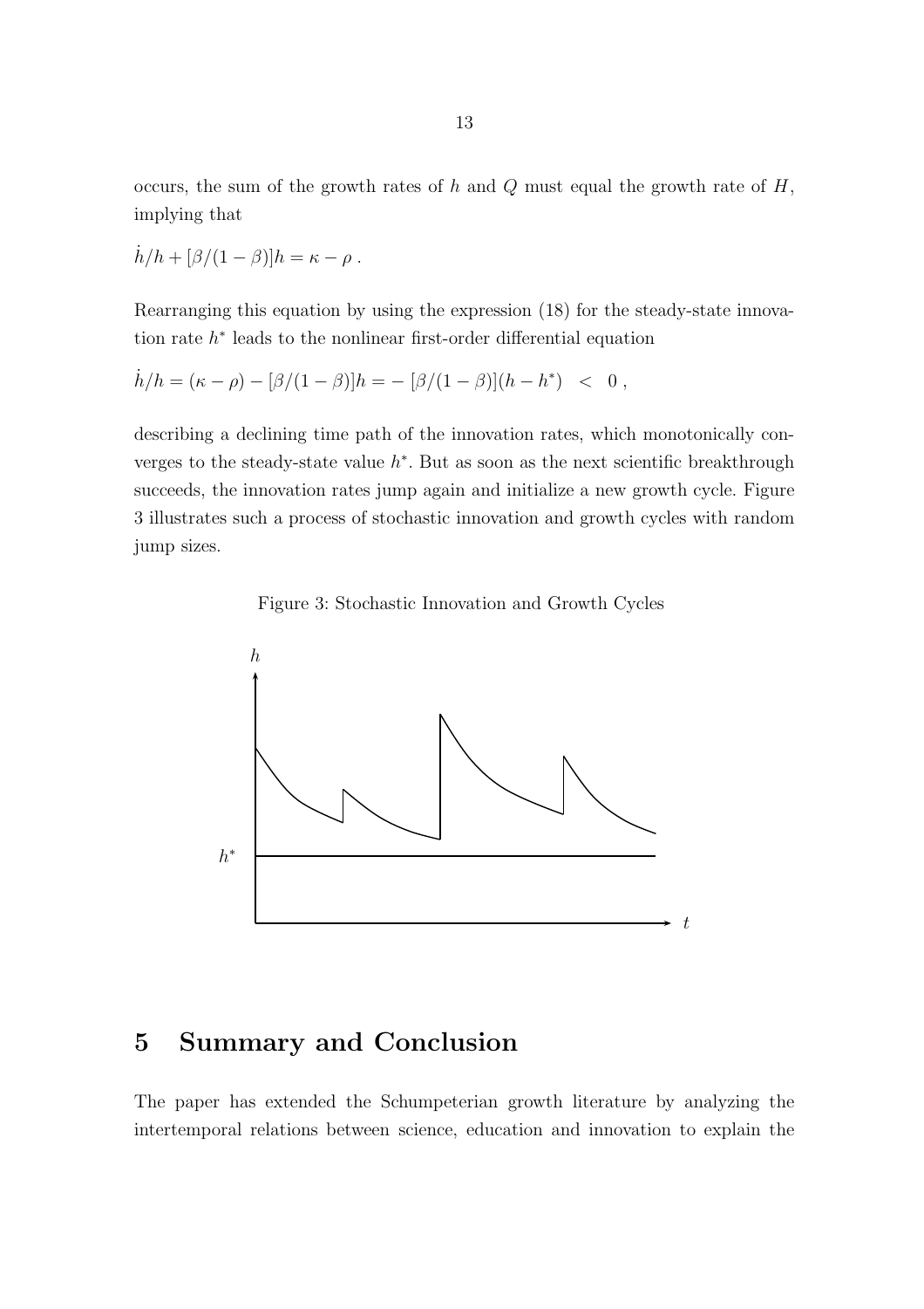occurs, the sum of the growth rates of $h$ and $Q$ must equal the growth rate of $H$, implying that

$$\dot{h}/h + [\beta/(1-\beta)]h = \kappa - \rho \, .$$

Rearranging this equation by using the expression (18) for the steady-state innovation rate $h^*$ leads to the nonlinear first-order differential equation

$$\dot{h}/h = (\kappa - \rho) - [\beta/(1-\beta)]h = -\,[\beta/(1-\beta)](h - h^*) \;\;<\;\; 0 \, ,$$

describing a declining time path of the innovation rates, which monotonically converges to the steady-state value $h^*$. But as soon as the next scientific breakthrough succeeds, the innovation rates jump again and initialize a new growth cycle. Figure 3 illustrates such a process of stochastic innovation and growth cycles with random jump sizes.

Figure 3: Stochastic Innovation and Growth Cycles

## 5 Summary and Conclusion

The paper has extended the Schumpeterian growth literature by analyzing the intertemporal relations between science, education and innovation to explain the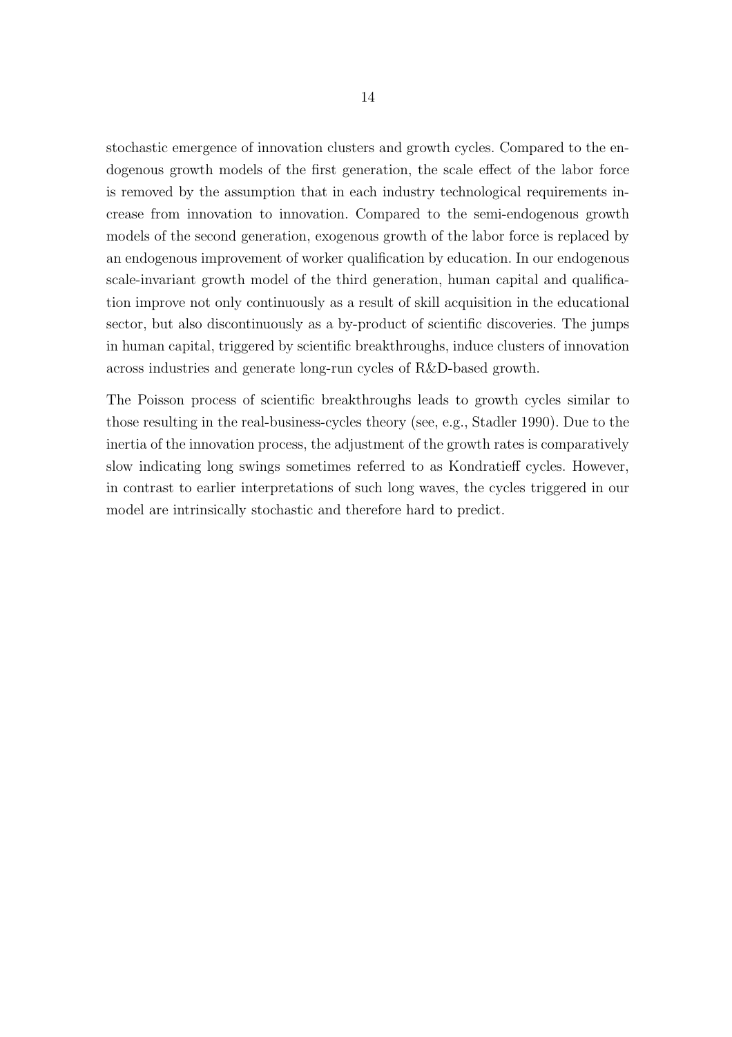stochastic emergence of innovation clusters and growth cycles. Compared to the endogenous growth models of the first generation, the scale effect of the labor force is removed by the assumption that in each industry technological requirements increase from innovation to innovation. Compared to the semi-endogenous growth models of the second generation, exogenous growth of the labor force is replaced by an endogenous improvement of worker qualification by education. In our endogenous scale-invariant growth model of the third generation, human capital and qualification improve not only continuously as a result of skill acquisition in the educational sector, but also discontinuously as a by-product of scientific discoveries. The jumps in human capital, triggered by scientific breakthroughs, induce clusters of innovation across industries and generate long-run cycles of R&D-based growth.

The Poisson process of scientific breakthroughs leads to growth cycles similar to those resulting in the real-business-cycles theory (see, e.g., Stadler 1990). Due to the inertia of the innovation process, the adjustment of the growth rates is comparatively slow indicating long swings sometimes referred to as Kondratieff cycles. However, in contrast to earlier interpretations of such long waves, the cycles triggered in our model are intrinsically stochastic and therefore hard to predict.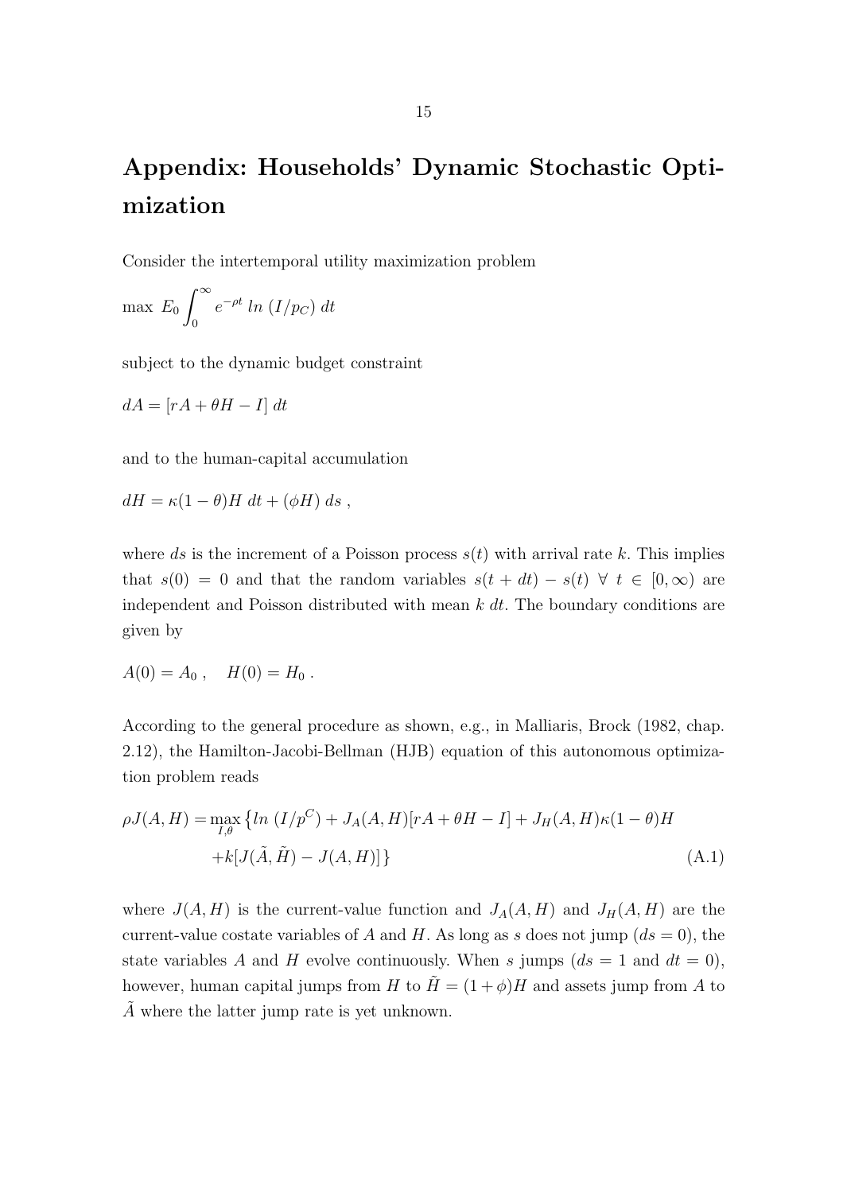# Appendix: Households' Dynamic Stochastic Optimization

Consider the intertemporal utility maximization problem

$$\max \; E_0 \int_0^\infty e^{-\rho t} \; ln \; (I/p_C) \; dt$$

subject to the dynamic budget constraint

$$dA = [rA + \theta H - I] \; dt$$

and to the human-capital accumulation

$$dH = \kappa(1-\theta)H \; dt + (\phi H) \; ds \; ,$$

where $ds$ is the increment of a Poisson process $s(t)$ with arrival rate $k$. This implies that $s(0) = 0$ and that the random variables $s(t+dt) - s(t) \;\; \forall \;\; t \in [0, \infty)$ are independent and Poisson distributed with mean $k \; dt$. The boundary conditions are given by

$$A(0) = A_0 \; , \quad H(0) = H_0 \; .$$

According to the general procedure as shown, e.g., in Malliaris, Brock (1982, chap. 2.12), the Hamilton-Jacobi-Bellman (HJB) equation of this autonomous optimization problem reads

$$\begin{aligned}\rho J(A,H) = \max_{I,\theta} \big\{ & ln \; (I/p^C) + J_A(A,H)[rA + \theta H - I] + J_H(A,H)\kappa(1-\theta)H \\ & + k[J(\tilde{A}, \tilde{H}) - J(A,H)] \big\} \end{aligned} \qquad \text{(A.1)}$$

where $J(A,H)$ is the current-value function and $J_A(A,H)$ and $J_H(A,H)$ are the current-value costate variables of $A$ and $H$. As long as $s$ does not jump ($ds = 0$), the state variables $A$ and $H$ evolve continuously. When $s$ jumps ($ds = 1$ and $dt = 0$), however, human capital jumps from $H$ to $\tilde{H} = (1+\phi)H$ and assets jump from $A$ to $\tilde{A}$ where the latter jump rate is yet unknown.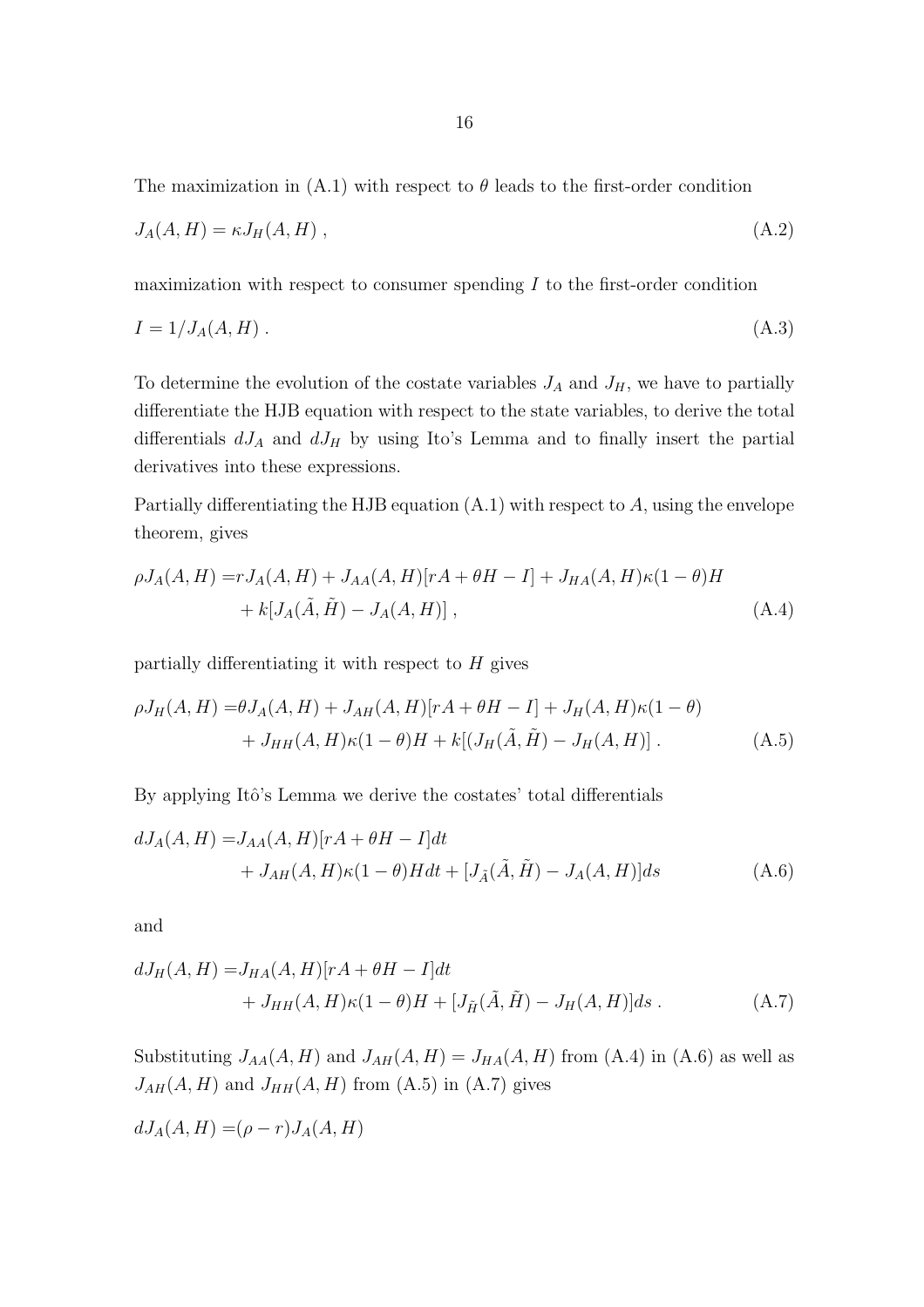The maximization in (A.1) with respect to $\theta$ leads to the first-order condition

$$J_A(A,H) = \kappa J_H(A,H) \ , \tag{A.2}$$

maximization with respect to consumer spending $I$ to the first-order condition

$$I = 1/J_A(A,H) \ . \tag{A.3}$$

To determine the evolution of the costate variables $J_A$ and $J_H$, we have to partially differentiate the HJB equation with respect to the state variables, to derive the total differentials $dJ_A$ and $dJ_H$ by using Ito's Lemma and to finally insert the partial derivatives into these expressions.

Partially differentiating the HJB equation (A.1) with respect to $A$, using the envelope theorem, gives

$$\begin{aligned} \rho J_A(A,H) =& rJ_A(A,H) + J_{AA}(A,H)[rA + \theta H - I] + J_{HA}(A,H)\kappa(1-\theta)H \\ &+ k[J_A(\tilde{A},\tilde{H}) - J_A(A,H)] \ , \end{aligned} \tag{A.4}$$

partially differentiating it with respect to $H$ gives

$$\begin{aligned} \rho J_H(A,H) =& \theta J_A(A,H) + J_{AH}(A,H)[rA + \theta H - I] + J_H(A,H)\kappa(1-\theta) \\ &+ J_{HH}(A,H)\kappa(1-\theta)H + k[(J_H(\tilde{A},\tilde{H}) - J_H(A,H)] \ . \end{aligned} \tag{A.5}$$

By applying Itô's Lemma we derive the costates' total differentials

$$\begin{aligned} dJ_A(A,H) =& J_{AA}(A,H)[rA + \theta H - I]dt \\ &+ J_{AH}(A,H)\kappa(1-\theta)Hdt + [J_{\tilde{A}}(\tilde{A},\tilde{H}) - J_A(A,H)]ds \end{aligned} \tag{A.6}$$

and

$$\begin{aligned} dJ_H(A,H) =& J_{HA}(A,H)[rA + \theta H - I]dt \\ &+ J_{HH}(A,H)\kappa(1-\theta)H + [J_{\tilde{H}}(\tilde{A},\tilde{H}) - J_H(A,H)]ds \ . \end{aligned} \tag{A.7}$$

Substituting $J_{AA}(A,H)$ and $J_{AH}(A,H) = J_{HA}(A,H)$ from (A.4) in (A.6) as well as $J_{AH}(A,H)$ and $J_{HH}(A,H)$ from (A.5) in (A.7) gives

$$dJ_A(A,H) =(\rho - r)J_A(A,H)$$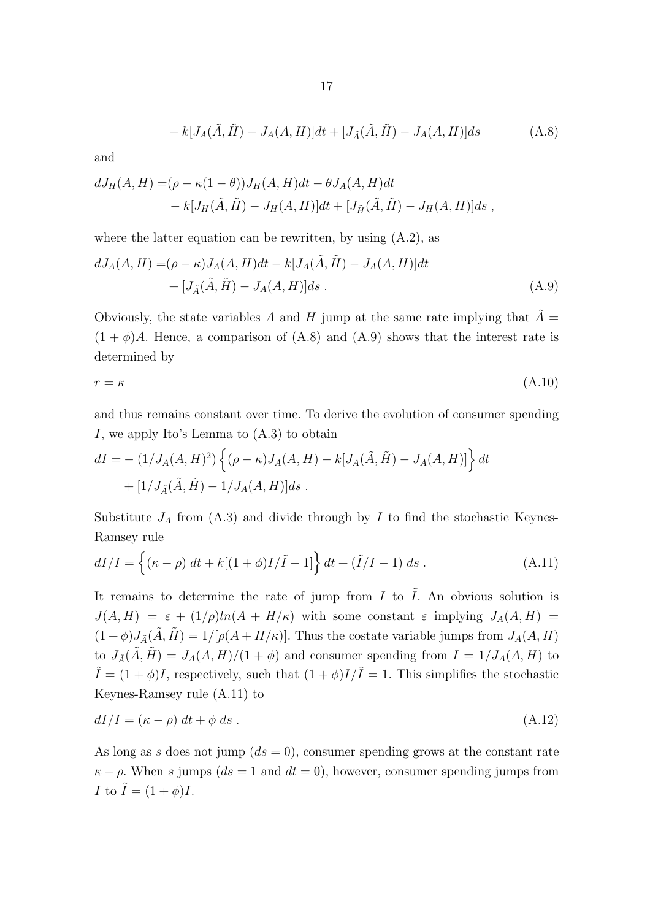$$- k[J_A(\tilde{A}, \tilde{H}) - J_A(A, H)]dt + [J_{\tilde{A}}(\tilde{A}, \tilde{H}) - J_A(A, H)]ds \tag{A.8}$$

and

$$dJ_H(A, H) = (\rho - \kappa(1-\theta))J_H(A, H)dt - \theta J_A(A, H)dt$$
$$- k[J_H(\tilde{A}, \tilde{H}) - J_H(A, H)]dt + [J_{\tilde{H}}(\tilde{A}, \tilde{H}) - J_H(A, H)]ds \; ,$$

where the latter equation can be rewritten, by using (A.2), as

$$dJ_A(A, H) = (\rho - \kappa)J_A(A, H)dt - k[J_A(\tilde{A}, \tilde{H}) - J_A(A, H)]dt$$
$$+ [J_{\tilde{A}}(\tilde{A}, \tilde{H}) - J_A(A, H)]ds \; . \tag{A.9}$$

Obviously, the state variables $A$ and $H$ jump at the same rate implying that $\tilde{A} = (1+\phi)A$. Hence, a comparison of (A.8) and (A.9) shows that the interest rate is determined by

$$r = \kappa \tag{A.10}$$

and thus remains constant over time. To derive the evolution of consumer spending $I$, we apply Ito's Lemma to (A.3) to obtain

$$dI = -(1/J_A(A, H)^2)\left\{(\rho - \kappa)J_A(A, H) - k[J_A(\tilde{A}, \tilde{H}) - J_A(A, H)]\right\}dt$$
$$+ [1/J_{\tilde{A}}(\tilde{A}, \tilde{H}) - 1/J_A(A, H)]ds \; .$$

Substitute $J_A$ from (A.3) and divide through by $I$ to find the stochastic Keynes-Ramsey rule

$$dI/I = \left\{(\kappa - \rho)\; dt + k[(1+\phi)I/\tilde{I} - 1]\right\}dt + (\tilde{I}/I - 1)\; ds \; . \tag{A.11}$$

It remains to determine the rate of jump from $I$ to $\tilde{I}$. An obvious solution is $J(A, H) = \varepsilon + (1/\rho)ln(A + H/\kappa)$ with some constant $\varepsilon$ implying $J_A(A, H) = (1+\phi)J_{\tilde{A}}(\tilde{A}, \tilde{H}) = 1/[\rho(A + H/\kappa)]$. Thus the costate variable jumps from $J_A(A, H)$ to $J_{\tilde{A}}(\tilde{A}, \tilde{H}) = J_A(A, H)/(1+\phi)$ and consumer spending from $I = 1/J_A(A, H)$ to $\tilde{I} = (1+\phi)I$, respectively, such that $(1+\phi)I/\tilde{I} = 1$. This simplifies the stochastic Keynes-Ramsey rule (A.11) to

$$dI/I = (\kappa - \rho)\; dt + \phi\; ds \; . \tag{A.12}$$

As long as $s$ does not jump ($ds = 0$), consumer spending grows at the constant rate $\kappa - \rho$. When $s$ jumps ($ds = 1$ and $dt = 0$), however, consumer spending jumps from $I$ to $\tilde{I} = (1+\phi)I$.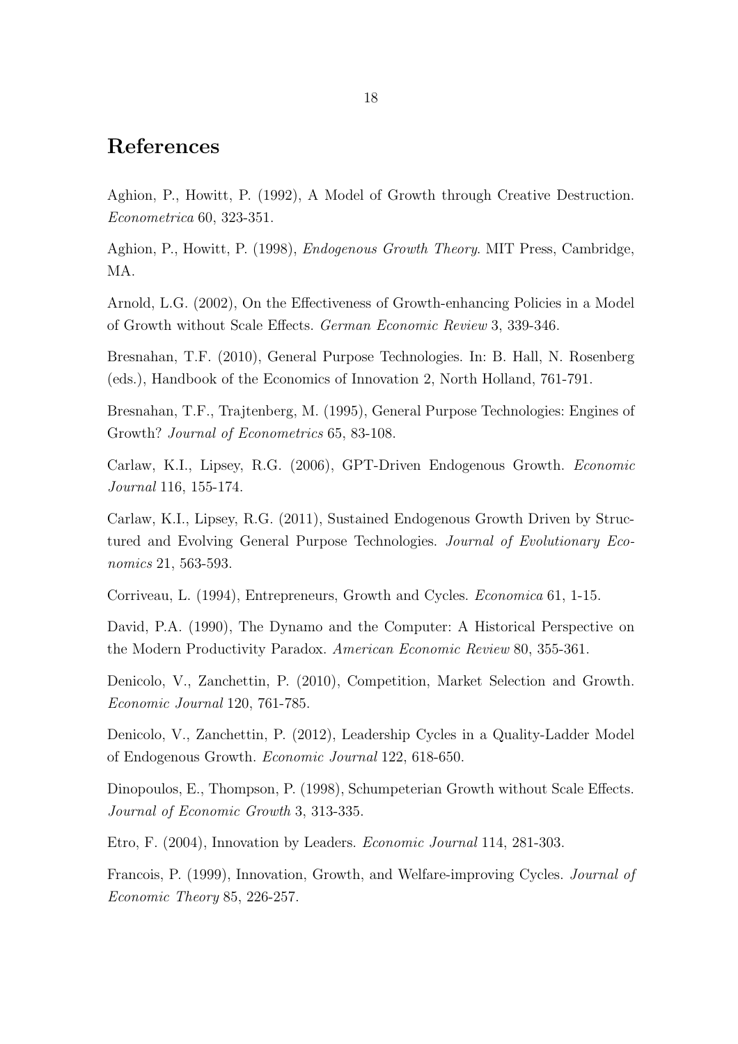# References

Aghion, P., Howitt, P. (1992), A Model of Growth through Creative Destruction. *Econometrica* 60, 323-351.

Aghion, P., Howitt, P. (1998), *Endogenous Growth Theory*. MIT Press, Cambridge, MA.

Arnold, L.G. (2002), On the Effectiveness of Growth-enhancing Policies in a Model of Growth without Scale Effects. *German Economic Review* 3, 339-346.

Bresnahan, T.F. (2010), General Purpose Technologies. In: B. Hall, N. Rosenberg (eds.), Handbook of the Economics of Innovation 2, North Holland, 761-791.

Bresnahan, T.F., Trajtenberg, M. (1995), General Purpose Technologies: Engines of Growth? *Journal of Econometrics* 65, 83-108.

Carlaw, K.I., Lipsey, R.G. (2006), GPT-Driven Endogenous Growth. *Economic Journal* 116, 155-174.

Carlaw, K.I., Lipsey, R.G. (2011), Sustained Endogenous Growth Driven by Structured and Evolving General Purpose Technologies. *Journal of Evolutionary Economics* 21, 563-593.

Corriveau, L. (1994), Entrepreneurs, Growth and Cycles. *Economica* 61, 1-15.

David, P.A. (1990), The Dynamo and the Computer: A Historical Perspective on the Modern Productivity Paradox. *American Economic Review* 80, 355-361.

Denicolo, V., Zanchettin, P. (2010), Competition, Market Selection and Growth. *Economic Journal* 120, 761-785.

Denicolo, V., Zanchettin, P. (2012), Leadership Cycles in a Quality-Ladder Model of Endogenous Growth. *Economic Journal* 122, 618-650.

Dinopoulos, E., Thompson, P. (1998), Schumpeterian Growth without Scale Effects. *Journal of Economic Growth* 3, 313-335.

Etro, F. (2004), Innovation by Leaders. *Economic Journal* 114, 281-303.

Francois, P. (1999), Innovation, Growth, and Welfare-improving Cycles. *Journal of Economic Theory* 85, 226-257.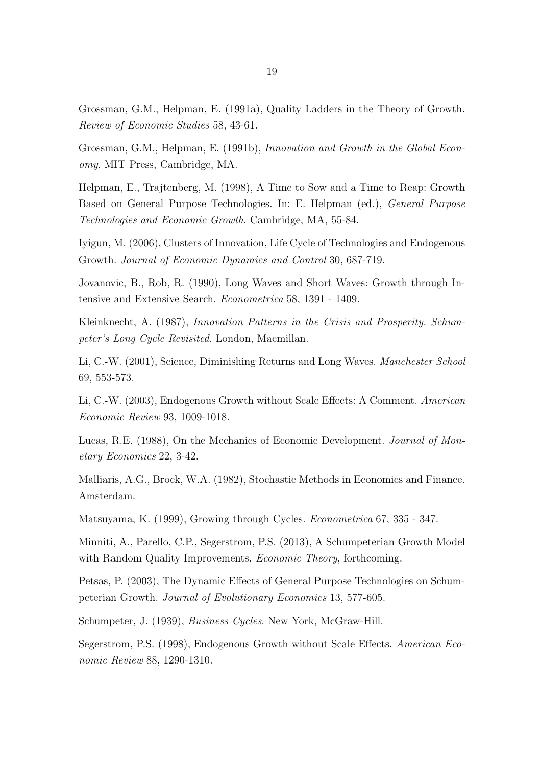Grossman, G.M., Helpman, E. (1991a), Quality Ladders in the Theory of Growth. *Review of Economic Studies* 58, 43-61.

Grossman, G.M., Helpman, E. (1991b), *Innovation and Growth in the Global Economy*. MIT Press, Cambridge, MA.

Helpman, E., Trajtenberg, M. (1998), A Time to Sow and a Time to Reap: Growth Based on General Purpose Technologies. In: E. Helpman (ed.), *General Purpose Technologies and Economic Growth*. Cambridge, MA, 55-84.

Iyigun, M. (2006), Clusters of Innovation, Life Cycle of Technologies and Endogenous Growth. *Journal of Economic Dynamics and Control* 30, 687-719.

Jovanovic, B., Rob, R. (1990), Long Waves and Short Waves: Growth through Intensive and Extensive Search. *Econometrica* 58, 1391 - 1409.

Kleinknecht, A. (1987), *Innovation Patterns in the Crisis and Prosperity. Schumpeter's Long Cycle Revisited*. London, Macmillan.

Li, C.-W. (2001), Science, Diminishing Returns and Long Waves. *Manchester School* 69, 553-573.

Li, C.-W. (2003), Endogenous Growth without Scale Effects: A Comment. *American Economic Review* 93, 1009-1018.

Lucas, R.E. (1988), On the Mechanics of Economic Development. *Journal of Monetary Economics* 22, 3-42.

Malliaris, A.G., Brock, W.A. (1982), Stochastic Methods in Economics and Finance. Amsterdam.

Matsuyama, K. (1999), Growing through Cycles. *Econometrica* 67, 335 - 347.

Minniti, A., Parello, C.P., Segerstrom, P.S. (2013), A Schumpeterian Growth Model with Random Quality Improvements. *Economic Theory*, forthcoming.

Petsas, P. (2003), The Dynamic Effects of General Purpose Technologies on Schumpeterian Growth. *Journal of Evolutionary Economics* 13, 577-605.

Schumpeter, J. (1939), *Business Cycles*. New York, McGraw-Hill.

Segerstrom, P.S. (1998), Endogenous Growth without Scale Effects. *American Economic Review* 88, 1290-1310.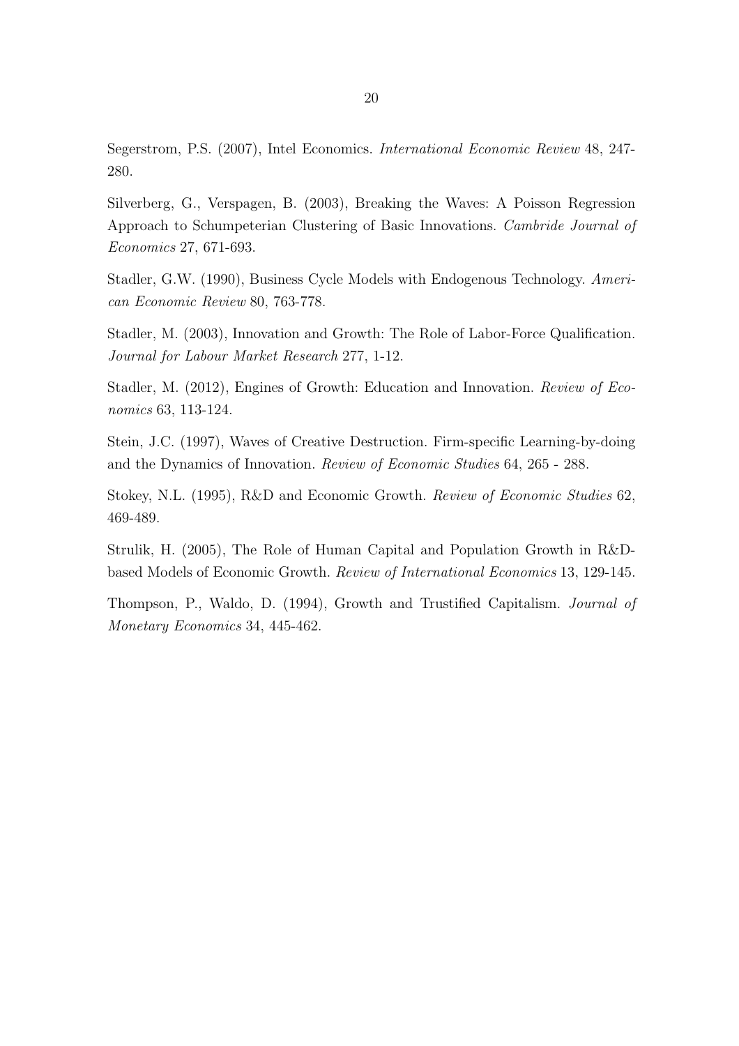Segerstrom, P.S. (2007), Intel Economics. *International Economic Review* 48, 247-280.

Silverberg, G., Verspagen, B. (2003), Breaking the Waves: A Poisson Regression Approach to Schumpeterian Clustering of Basic Innovations. *Cambride Journal of Economics* 27, 671-693.

Stadler, G.W. (1990), Business Cycle Models with Endogenous Technology. *American Economic Review* 80, 763-778.

Stadler, M. (2003), Innovation and Growth: The Role of Labor-Force Qualification. *Journal for Labour Market Research* 277, 1-12.

Stadler, M. (2012), Engines of Growth: Education and Innovation. *Review of Economics* 63, 113-124.

Stein, J.C. (1997), Waves of Creative Destruction. Firm-specific Learning-by-doing and the Dynamics of Innovation. *Review of Economic Studies* 64, 265 - 288.

Stokey, N.L. (1995), R&D and Economic Growth. *Review of Economic Studies* 62, 469-489.

Strulik, H. (2005), The Role of Human Capital and Population Growth in R&D-based Models of Economic Growth. *Review of International Economics* 13, 129-145.

Thompson, P., Waldo, D. (1994), Growth and Trustified Capitalism. *Journal of Monetary Economics* 34, 445-462.